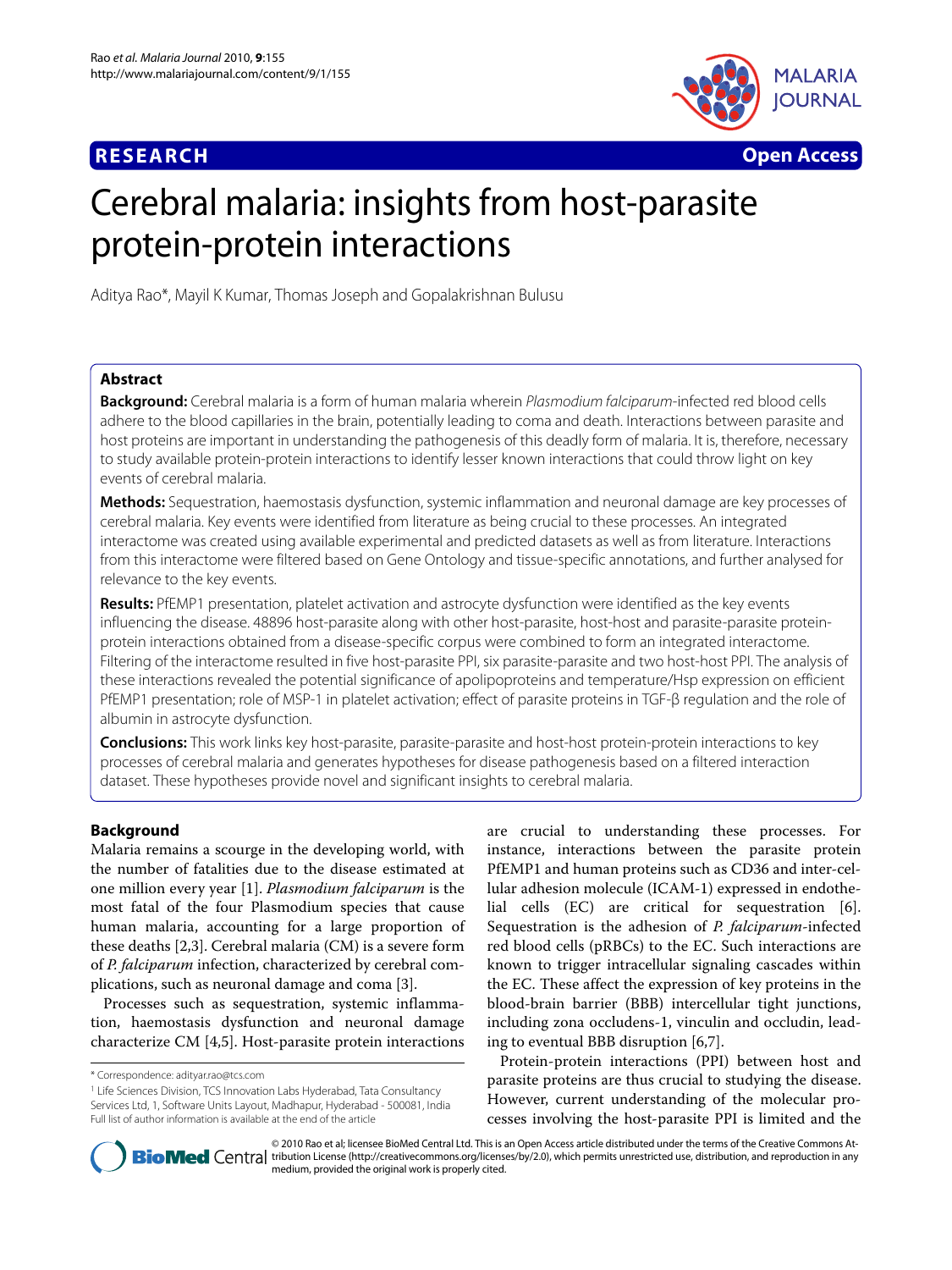**RESEARCH** **Open Access**

# Cerebral malaria: insights from host-parasite protein-protein interactions

Aditya Rao*, Mayil K Kumar, Thomas Joseph and Gopalakrishnan Bulusu

## Abstract

**Background:** Cerebral malaria is a form of human malaria wherein *Plasmodium falciparum*-infected red blood cells adhere to the blood capillaries in the brain, potentially leading to coma and death. Interactions between parasite and host proteins are important in understanding the pathogenesis of this deadly form of malaria. It is, therefore, necessary to study available protein-protein interactions to identify lesser known interactions that could throw light on key events of cerebral malaria.

**Methods:** Sequestration, haemostasis dysfunction, systemic inflammation and neuronal damage are key processes of cerebral malaria. Key events were identified from literature as being crucial to these processes. An integrated interactome was created using available experimental and predicted datasets as well as from literature. Interactions from this interactome were filtered based on Gene Ontology and tissue-specific annotations, and further analysed for relevance to the key events.

**Results:** PfEMP1 presentation, platelet activation and astrocyte dysfunction were identified as the key events influencing the disease. 48896 host-parasite along with other host-parasite, host-host and parasite-parasite protein-protein interactions obtained from a disease-specific corpus were combined to form an integrated interactome. Filtering of the interactome resulted in five host-parasite PPI, six parasite-parasite and two host-host PPI. The analysis of these interactions revealed the potential significance of apolipoproteins and temperature/Hsp expression on efficient PfEMP1 presentation; role of MSP-1 in platelet activation; effect of parasite proteins in TGF-β regulation and the role of albumin in astrocyte dysfunction.

**Conclusions:** This work links key host-parasite, parasite-parasite and host-host protein-protein interactions to key processes of cerebral malaria and generates hypotheses for disease pathogenesis based on a filtered interaction dataset. These hypotheses provide novel and significant insights to cerebral malaria.

## Background

Malaria remains a scourge in the developing world, with the number of fatalities due to the disease estimated at one million every year [1]. *Plasmodium falciparum* is the most fatal of the four Plasmodium species that cause human malaria, accounting for a large proportion of these deaths [2,3]. Cerebral malaria (CM) is a severe form of *P. falciparum* infection, characterized by cerebral complications, such as neuronal damage and coma [3].

Processes such as sequestration, systemic inflammation, haemostasis dysfunction and neuronal damage characterize CM [4,5]. Host-parasite protein interactions are crucial to understanding these processes. For instance, interactions between the parasite protein PfEMP1 and human proteins such as CD36 and inter-cellular adhesion molecule (ICAM-1) expressed in endothelial cells (EC) are critical for sequestration [6]. Sequestration is the adhesion of *P. falciparum*-infected red blood cells (pRBCs) to the EC. Such interactions are known to trigger intracellular signaling cascades within the EC. These affect the expression of key proteins in the blood-brain barrier (BBB) intercellular tight junctions, including zona occludens-1, vinculin and occludin, leading to eventual BBB disruption [6,7].

Protein-protein interactions (PPI) between host and parasite proteins are thus crucial to studying the disease. However, current understanding of the molecular processes involving the host-parasite PPI is limited and the

\* Correspondence: adityar.rao@tcs.com

[1] Life Sciences Division, TCS Innovation Labs Hyderabad, Tata Consultancy Services Ltd, 1, Software Units Layout, Madhapur, Hyderabad - 500081, India
Full list of author information is available at the end of the article

© 2010 Rao et al; licensee BioMed Central Ltd. This is an Open Access article distributed under the terms of the Creative Commons Attribution License (http://creativecommons.org/licenses/by/2.0), which permits unrestricted use, distribution, and reproduction in any medium, provided the original work is properly cited.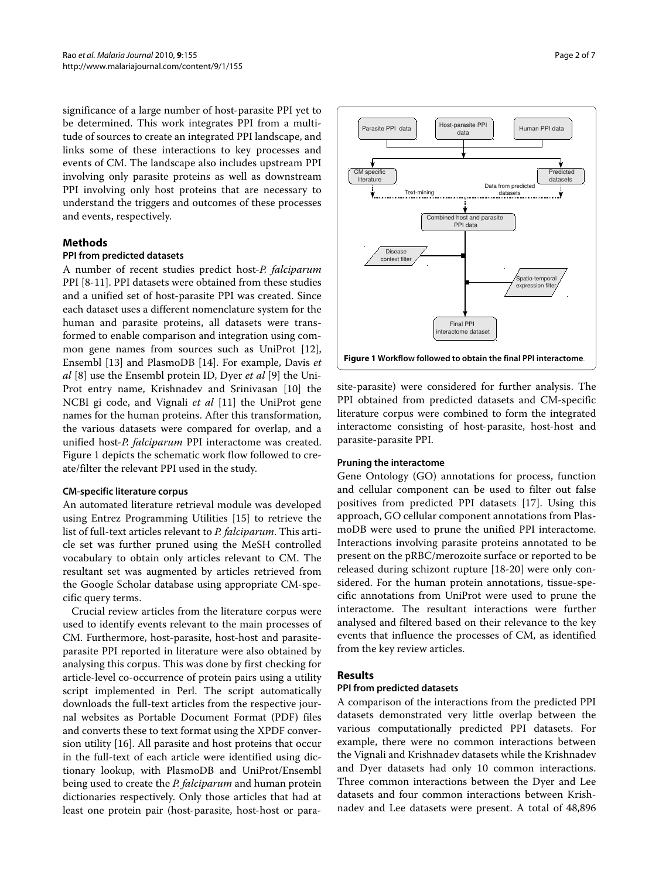significance of a large number of host-parasite PPI yet to be determined. This work integrates PPI from a multitude of sources to create an integrated PPI landscape, and links some of these interactions to key processes and events of CM. The landscape also includes upstream PPI involving only parasite proteins as well as downstream PPI involving only host proteins that are necessary to understand the triggers and outcomes of these processes and events, respectively.

## Methods

### PPI from predicted datasets

A number of recent studies predict host-*P. falciparum* PPI [8-11]. PPI datasets were obtained from these studies and a unified set of host-parasite PPI was created. Since each dataset uses a different nomenclature system for the human and parasite proteins, all datasets were transformed to enable comparison and integration using common gene names from sources such as UniProt [12], Ensembl [13] and PlasmoDB [14]. For example, Davis *et al* [8] use the Ensembl protein ID, Dyer *et al* [9] the UniProt entry name, Krishnadev and Srinivasan [10] the NCBI gi code, and Vignali *et al* [11] the UniProt gene names for the human proteins. After this transformation, the various datasets were compared for overlap, and a unified host-*P. falciparum* PPI interactome was created. Figure 1 depicts the schematic work flow followed to create/filter the relevant PPI used in the study.

### CM-specific literature corpus

An automated literature retrieval module was developed using Entrez Programming Utilities [15] to retrieve the list of full-text articles relevant to *P. falciparum*. This article set was further pruned using the MeSH controlled vocabulary to obtain only articles relevant to CM. The resultant set was augmented by articles retrieved from the Google Scholar database using appropriate CM-specific query terms.

Crucial review articles from the literature corpus were used to identify events relevant to the main processes of CM. Furthermore, host-parasite, host-host and parasite-parasite PPI reported in literature were also obtained by analysing this corpus. This was done by first checking for article-level co-occurrence of protein pairs using a utility script implemented in Perl. The script automatically downloads the full-text articles from the respective journal websites as Portable Document Format (PDF) files and converts these to text format using the XPDF conversion utility [16]. All parasite and host proteins that occur in the full-text of each article were identified using dictionary lookup, with PlasmoDB and UniProt/Ensembl being used to create the *P. falciparum* and human protein dictionaries respectively. Only those articles that had at least one protein pair (host-parasite, host-host or parasite-parasite) were considered for further analysis. The PPI obtained from predicted datasets and CM-specific literature corpus were combined to form the integrated interactome consisting of host-parasite, host-host and parasite-parasite PPI.

**Figure 1 Workflow followed to obtain the final PPI interactome**.

### Pruning the interactome

Gene Ontology (GO) annotations for process, function and cellular component can be used to filter out false positives from predicted PPI datasets [17]. Using this approach, GO cellular component annotations from PlasmoDB were used to prune the unified PPI interactome. Interactions involving parasite proteins annotated to be present on the pRBC/merozoite surface or reported to be released during schizont rupture [18-20] were only considered. For the human protein annotations, tissue-specific annotations from UniProt were used to prune the interactome. The resultant interactions were further analysed and filtered based on their relevance to the key events that influence the processes of CM, as identified from the key review articles.

## Results

### PPI from predicted datasets

A comparison of the interactions from the predicted PPI datasets demonstrated very little overlap between the various computationally predicted PPI datasets. For example, there were no common interactions between the Vignali and Krishnadev datasets while the Krishnadev and Dyer datasets had only 10 common interactions. Three common interactions between the Dyer and Lee datasets and four common interactions between Krishnadev and Lee datasets were present. A total of 48,896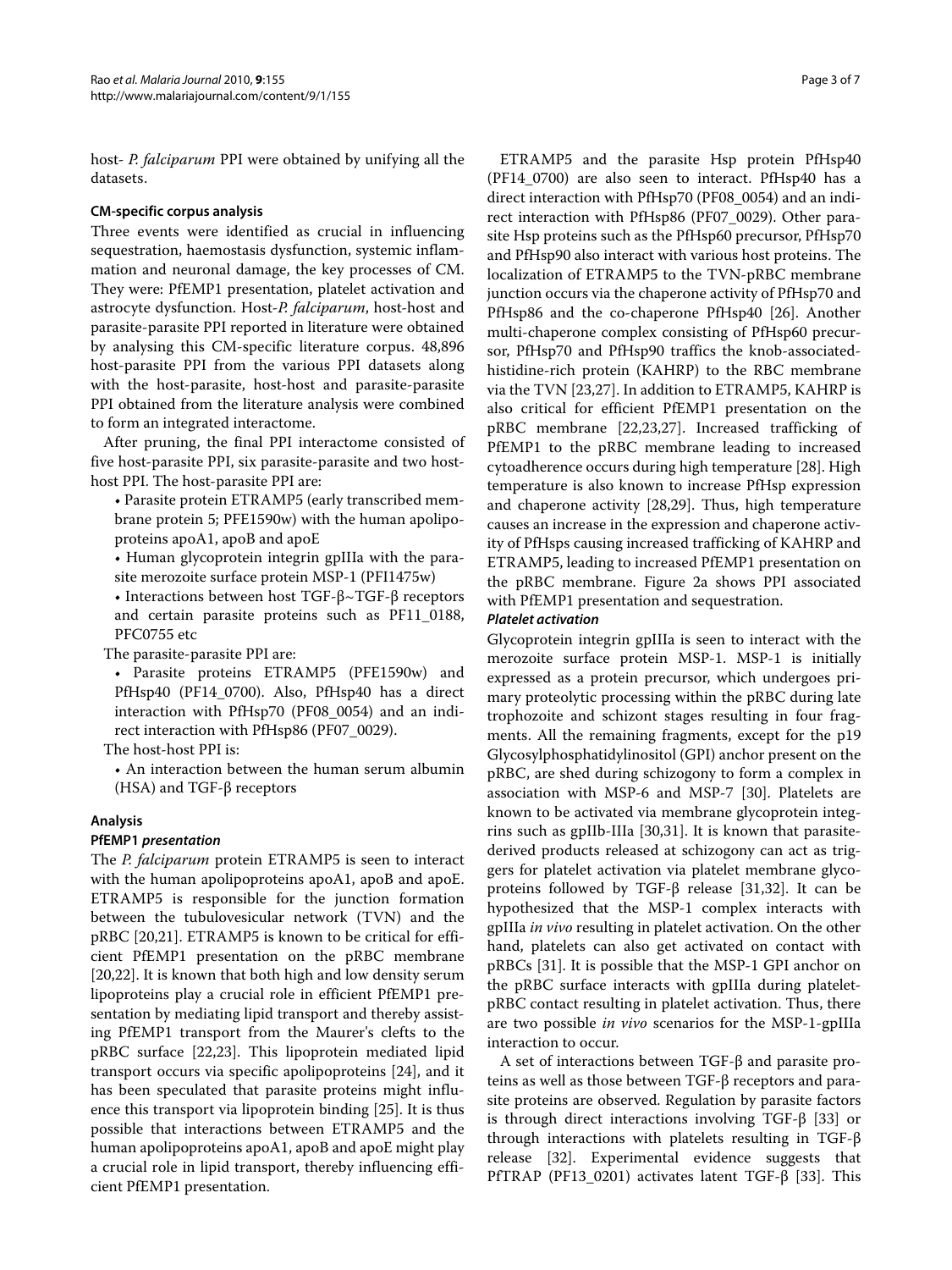host- *P. falciparum* PPI were obtained by unifying all the datasets.

### CM-specific corpus analysis

Three events were identified as crucial in influencing sequestration, haemostasis dysfunction, systemic inflammation and neuronal damage, the key processes of CM. They were: PfEMP1 presentation, platelet activation and astrocyte dysfunction. Host-*P. falciparum*, host-host and parasite-parasite PPI reported in literature were obtained by analysing this CM-specific literature corpus. 48,896 host-parasite PPI from the various PPI datasets along with the host-parasite, host-host and parasite-parasite PPI obtained from the literature analysis were combined to form an integrated interactome.

After pruning, the final PPI interactome consisted of five host-parasite PPI, six parasite-parasite and two host-host PPI. The host-parasite PPI are:

- Parasite protein ETRAMP5 (early transcribed membrane protein 5; PFE1590w) with the human apolipoproteins apoA1, apoB and apoE
- Human glycoprotein integrin gpIIIa with the parasite merozoite surface protein MSP-1 (PFI1475w)
- Interactions between host TGF-β~TGF-β receptors and certain parasite proteins such as PF11_0188, PFC0755 etc

The parasite-parasite PPI are:

- Parasite proteins ETRAMP5 (PFE1590w) and PfHsp40 (PF14_0700). Also, PfHsp40 has a direct interaction with PfHsp70 (PF08_0054) and an indirect interaction with PfHsp86 (PF07_0029).

The host-host PPI is:

- An interaction between the human serum albumin (HSA) and TGF-β receptors

### Analysis

#### PfEMP1 *presentation*

The *P. falciparum* protein ETRAMP5 is seen to interact with the human apolipoproteins apoA1, apoB and apoE. ETRAMP5 is responsible for the junction formation between the tubulovesicular network (TVN) and the pRBC [20,21]. ETRAMP5 is known to be critical for efficient PfEMP1 presentation on the pRBC membrane [20,22]. It is known that both high and low density serum lipoproteins play a crucial role in efficient PfEMP1 presentation by mediating lipid transport and thereby assisting PfEMP1 transport from the Maurer's clefts to the pRBC surface [22,23]. This lipoprotein mediated lipid transport occurs via specific apolipoproteins [24], and it has been speculated that parasite proteins might influence this transport via lipoprotein binding [25]. It is thus possible that interactions between ETRAMP5 and the human apolipoproteins apoA1, apoB and apoE might play a crucial role in lipid transport, thereby influencing efficient PfEMP1 presentation.

ETRAMP5 and the parasite Hsp protein PfHsp40 (PF14_0700) are also seen to interact. PfHsp40 has a direct interaction with PfHsp70 (PF08_0054) and an indirect interaction with PfHsp86 (PF07_0029). Other parasite Hsp proteins such as the PfHsp60 precursor, PfHsp70 and PfHsp90 also interact with various host proteins. The localization of ETRAMP5 to the TVN-pRBC membrane junction occurs via the chaperone activity of PfHsp70 and PfHsp86 and the co-chaperone PfHsp40 [26]. Another multi-chaperone complex consisting of PfHsp60 precursor, PfHsp70 and PfHsp90 traffics the knob-associated-histidine-rich protein (KAHRP) to the RBC membrane via the TVN [23,27]. In addition to ETRAMP5, KAHRP is also critical for efficient PfEMP1 presentation on the pRBC membrane [22,23,27]. Increased trafficking of PfEMP1 to the pRBC membrane leading to increased cytoadherence occurs during high temperature [28]. High temperature is also known to increase PfHsp expression and chaperone activity [28,29]. Thus, high temperature causes an increase in the expression and chaperone activity of PfHsps causing increased trafficking of KAHRP and ETRAMP5, leading to increased PfEMP1 presentation on the pRBC membrane. Figure 2a shows PPI associated with PfEMP1 presentation and sequestration.

#### *Platelet activation*

Glycoprotein integrin gpIIIa is seen to interact with the merozoite surface protein MSP-1. MSP-1 is initially expressed as a protein precursor, which undergoes primary proteolytic processing within the pRBC during late trophozoite and schizont stages resulting in four fragments. All the remaining fragments, except for the p19 Glycosylphosphatidylinositol (GPI) anchor present on the pRBC, are shed during schizogony to form a complex in association with MSP-6 and MSP-7 [30]. Platelets are known to be activated via membrane glycoprotein integrins such as gpIIb-IIIa [30,31]. It is known that parasite-derived products released at schizogony can act as triggers for platelet activation via platelet membrane glycoproteins followed by TGF-β release [31,32]. It can be hypothesized that the MSP-1 complex interacts with gpIIIa *in vivo* resulting in platelet activation. On the other hand, platelets can also get activated on contact with pRBCs [31]. It is possible that the MSP-1 GPI anchor on the pRBC surface interacts with gpIIIa during platelet-pRBC contact resulting in platelet activation. Thus, there are two possible *in vivo* scenarios for the MSP-1-gpIIIa interaction to occur.

A set of interactions between TGF-β and parasite proteins as well as those between TGF-β receptors and parasite proteins are observed. Regulation by parasite factors is through direct interactions involving TGF-β [33] or through interactions with platelets resulting in TGF-β release [32]. Experimental evidence suggests that PfTRAP (PF13_0201) activates latent TGF-β [33]. This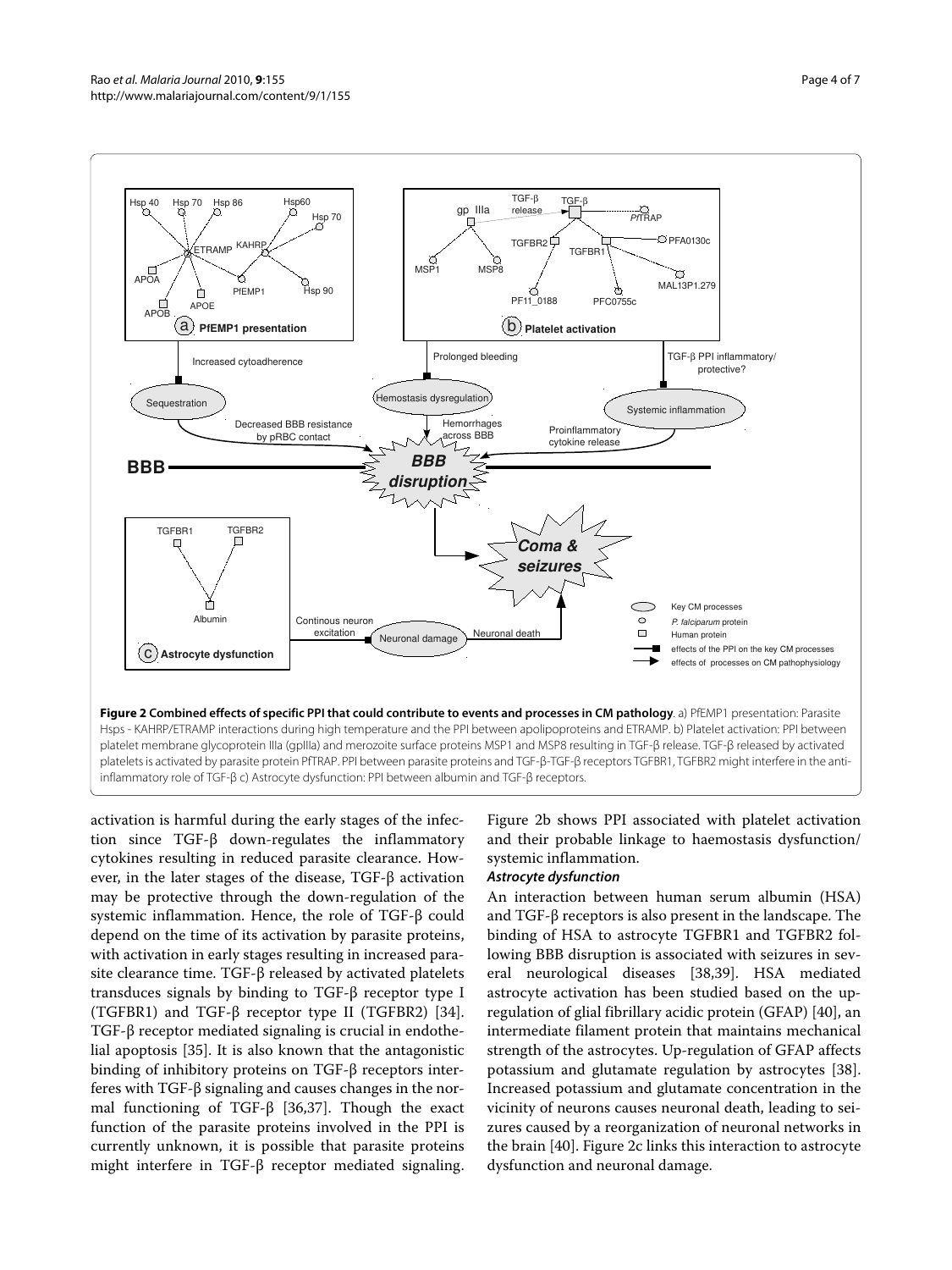**Figure 2 Combined effects of specific PPI that could contribute to events and processes in CM pathology**. a) PfEMP1 presentation: Parasite Hsps - KAHRP/ETRAMP interactions during high temperature and the PPI between apolipoproteins and ETRAMP. b) Platelet activation: PPI between platelet membrane glycoprotein IIIa (gpIIIa) and merozoite surface proteins MSP1 and MSP8 resulting in TGF-β release. TGF-β released by activated platelets is activated by parasite protein PfTRAP. PPI between parasite proteins and TGF-β-TGF-β receptors TGFBR1, TGFBR2 might interfere in the anti-inflammatory role of TGF-β c) Astrocyte dysfunction: PPI between albumin and TGF-β receptors.

activation is harmful during the early stages of the infection since TGF-β down-regulates the inflammatory cytokines resulting in reduced parasite clearance. However, in the later stages of the disease, TGF-β activation may be protective through the down-regulation of the systemic inflammation. Hence, the role of TGF-β could depend on the time of its activation by parasite proteins, with activation in early stages resulting in increased parasite clearance time. TGF-β released by activated platelets transduces signals by binding to TGF-β receptor type I (TGFBR1) and TGF-β receptor type II (TGFBR2) [34]. TGF-β receptor mediated signaling is crucial in endothelial apoptosis [35]. It is also known that the antagonistic binding of inhibitory proteins on TGF-β receptors interferes with TGF-β signaling and causes changes in the normal functioning of TGF-β [36,37]. Though the exact function of the parasite proteins involved in the PPI is currently unknown, it is possible that parasite proteins might interfere in TGF-β receptor mediated signaling. Figure 2b shows PPI associated with platelet activation and their probable linkage to haemostasis dysfunction/ systemic inflammation.

***Astrocyte dysfunction***

An interaction between human serum albumin (HSA) and TGF-β receptors is also present in the landscape. The binding of HSA to astrocyte TGFBR1 and TGFBR2 following BBB disruption is associated with seizures in several neurological diseases [38,39]. HSA mediated astrocyte activation has been studied based on the up-regulation of glial fibrillary acidic protein (GFAP) [40], an intermediate filament protein that maintains mechanical strength of the astrocytes. Up-regulation of GFAP affects potassium and glutamate regulation by astrocytes [38]. Increased potassium and glutamate concentration in the vicinity of neurons causes neuronal death, leading to seizures caused by a reorganization of neuronal networks in the brain [40]. Figure 2c links this interaction to astrocyte dysfunction and neuronal damage.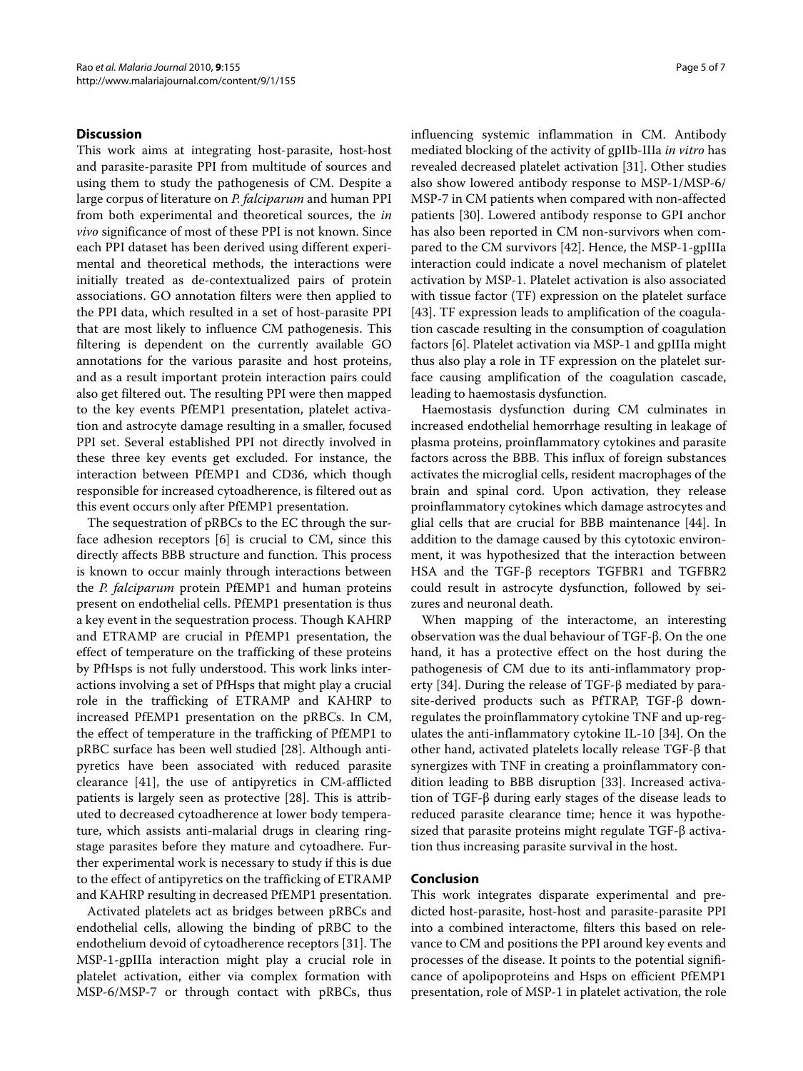## Discussion

This work aims at integrating host-parasite, host-host and parasite-parasite PPI from multitude of sources and using them to study the pathogenesis of CM. Despite a large corpus of literature on *P. falciparum* and human PPI from both experimental and theoretical sources, the *in vivo* significance of most of these PPI is not known. Since each PPI dataset has been derived using different experimental and theoretical methods, the interactions were initially treated as de-contextualized pairs of protein associations. GO annotation filters were then applied to the PPI data, which resulted in a set of host-parasite PPI that are most likely to influence CM pathogenesis. This filtering is dependent on the currently available GO annotations for the various parasite and host proteins, and as a result important protein interaction pairs could also get filtered out. The resulting PPI were then mapped to the key events PfEMP1 presentation, platelet activation and astrocyte damage resulting in a smaller, focused PPI set. Several established PPI not directly involved in these three key events get excluded. For instance, the interaction between PfEMP1 and CD36, which though responsible for increased cytoadherence, is filtered out as this event occurs only after PfEMP1 presentation.

The sequestration of pRBCs to the EC through the surface adhesion receptors [6] is crucial to CM, since this directly affects BBB structure and function. This process is known to occur mainly through interactions between the *P. falciparum* protein PfEMP1 and human proteins present on endothelial cells. PfEMP1 presentation is thus a key event in the sequestration process. Though KAHRP and ETRAMP are crucial in PfEMP1 presentation, the effect of temperature on the trafficking of these proteins by PfHsps is not fully understood. This work links interactions involving a set of PfHsps that might play a crucial role in the trafficking of ETRAMP and KAHRP to increased PfEMP1 presentation on the pRBCs. In CM, the effect of temperature in the trafficking of PfEMP1 to pRBC surface has been well studied [28]. Although antipyretics have been associated with reduced parasite clearance [41], the use of antipyretics in CM-afflicted patients is largely seen as protective [28]. This is attributed to decreased cytoadherence at lower body temperature, which assists anti-malarial drugs in clearing ring-stage parasites before they mature and cytoadhere. Further experimental work is necessary to study if this is due to the effect of antipyretics on the trafficking of ETRAMP and KAHRP resulting in decreased PfEMP1 presentation.

Activated platelets act as bridges between pRBCs and endothelial cells, allowing the binding of pRBC to the endothelium devoid of cytoadherence receptors [31]. The MSP-1-gpIIIa interaction might play a crucial role in platelet activation, either via complex formation with MSP-6/MSP-7 or through contact with pRBCs, thus influencing systemic inflammation in CM. Antibody mediated blocking of the activity of gpIIb-IIIa *in vitro* has revealed decreased platelet activation [31]. Other studies also show lowered antibody response to MSP-1/MSP-6/MSP-7 in CM patients when compared with non-affected patients [30]. Lowered antibody response to GPI anchor has also been reported in CM non-survivors when compared to the CM survivors [42]. Hence, the MSP-1-gpIIIa interaction could indicate a novel mechanism of platelet activation by MSP-1. Platelet activation is also associated with tissue factor (TF) expression on the platelet surface [43]. TF expression leads to amplification of the coagulation cascade resulting in the consumption of coagulation factors [6]. Platelet activation via MSP-1 and gpIIIa might thus also play a role in TF expression on the platelet surface causing amplification of the coagulation cascade, leading to haemostasis dysfunction.

Haemostasis dysfunction during CM culminates in increased endothelial hemorrhage resulting in leakage of plasma proteins, proinflammatory cytokines and parasite factors across the BBB. This influx of foreign substances activates the microglial cells, resident macrophages of the brain and spinal cord. Upon activation, they release proinflammatory cytokines which damage astrocytes and glial cells that are crucial for BBB maintenance [44]. In addition to the damage caused by this cytotoxic environment, it was hypothesized that the interaction between HSA and the TGF-β receptors TGFBR1 and TGFBR2 could result in astrocyte dysfunction, followed by seizures and neuronal death.

When mapping of the interactome, an interesting observation was the dual behaviour of TGF-β. On the one hand, it has a protective effect on the host during the pathogenesis of CM due to its anti-inflammatory property [34]. During the release of TGF-β mediated by parasite-derived products such as PfTRAP, TGF-β down-regulates the proinflammatory cytokine TNF and up-regulates the anti-inflammatory cytokine IL-10 [34]. On the other hand, activated platelets locally release TGF-β that synergizes with TNF in creating a proinflammatory condition leading to BBB disruption [33]. Increased activation of TGF-β during early stages of the disease leads to reduced parasite clearance time; hence it was hypothesized that parasite proteins might regulate TGF-β activation thus increasing parasite survival in the host.

## Conclusion

This work integrates disparate experimental and predicted host-parasite, host-host and parasite-parasite PPI into a combined interactome, filters this based on relevance to CM and positions the PPI around key events and processes of the disease. It points to the potential significance of apolipoproteins and Hsps on efficient PfEMP1 presentation, role of MSP-1 in platelet activation, the role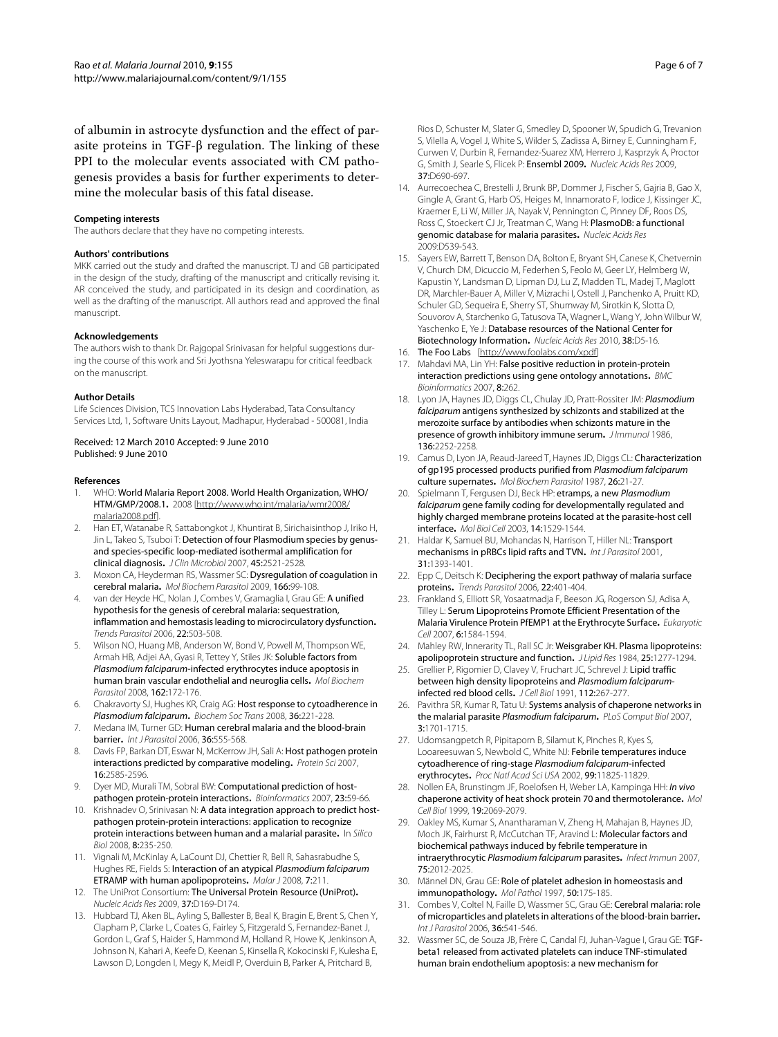of albumin in astrocyte dysfunction and the effect of parasite proteins in TGF-β regulation. The linking of these PPI to the molecular events associated with CM pathogenesis provides a basis for further experiments to determine the molecular basis of this fatal disease.

#### Competing interests

The authors declare that they have no competing interests.

#### Authors' contributions

MKK carried out the study and drafted the manuscript. TJ and GB participated in the design of the study, drafting of the manuscript and critically revising it. AR conceived the study, and participated in its design and coordination, as well as the drafting of the manuscript. All authors read and approved the final manuscript.

#### Acknowledgements

The authors wish to thank Dr. Rajgopal Srinivasan for helpful suggestions during the course of this work and Sri Jyothsna Yeleswarapu for critical feedback on the manuscript.

#### Author Details

Life Sciences Division, TCS Innovation Labs Hyderabad, Tata Consultancy Services Ltd, 1, Software Units Layout, Madhapur, Hyderabad - 500081, India

Received: 12 March 2010 Accepted: 9 June 2010
Published: 9 June 2010

#### References

1. WHO: **World Malaria Report 2008. World Health Organization, WHO/HTM/GMP/2008.1.** 2008 [http://www.who.int/malaria/wmr2008/malaria2008.pdf].
2. Han ET, Watanabe R, Sattabongkot J, Khuntirat B, Sirichaisinthop J, Iriko H, Jin L, Takeo S, Tsuboi T: **Detection of four Plasmodium species by genus- and species-specific loop-mediated isothermal amplification for clinical diagnosis.** *J Clin Microbiol* 2007, **45:**2521-2528.
3. Moxon CA, Heyderman RS, Wassmer SC: **Dysregulation of coagulation in cerebral malaria.** *Mol Biochem Parasitol* 2009, **166:**99-108.
4. van der Heyde HC, Nolan J, Combes V, Gramaglia I, Grau GE: **A unified hypothesis for the genesis of cerebral malaria: sequestration, inflammation and hemostasis leading to microcirculatory dysfunction.** *Trends Parasitol* 2006, **22:**503-508.
5. Wilson NO, Huang MB, Anderson W, Bond V, Powell M, Thompson WE, Armah HB, Adjei AA, Gyasi R, Tettey Y, Stiles JK: **Soluble factors from *Plasmodium falciparum*-infected erythrocytes induce apoptosis in human brain vascular endothelial and neuroglia cells.** *Mol Biochem Parasitol* 2008, **162:**172-176.
6. Chakravorty SJ, Hughes KR, Craig AG: **Host response to cytoadherence in *Plasmodium falciparum*.** *Biochem Soc Trans* 2008, **36:**221-228.
7. Medana IM, Turner GD: **Human cerebral malaria and the blood-brain barrier.** *Int J Parasitol* 2006, **36:**555-568.
8. Davis FP, Barkan DT, Eswar N, McKerrow JH, Sali A: **Host pathogen protein interactions predicted by comparative modeling.** *Protein Sci* 2007, **16:**2585-2596.
9. Dyer MD, Murali TM, Sobral BW: **Computational prediction of host-pathogen protein-protein interactions.** *Bioinformatics* 2007, **23:**59-66.
10. Krishnadev O, Srinivasan N: **A data integration approach to predict host-pathogen protein-protein interactions: application to recognize protein interactions between human and a malarial parasite.** *In Silico Biol* 2008, **8:**235-250.
11. Vignali M, McKinlay A, LaCount DJ, Chettier R, Bell R, Sahasrabudhe S, Hughes RE, Fields S: **Interaction of an atypical *Plasmodium falciparum* ETRAMP with human apolipoproteins.** *Malar J* 2008, **7:**211.
12. The UniProt Consortium: **The Universal Protein Resource (UniProt).** *Nucleic Acids Res* 2009, **37:**D169-D174.
13. Hubbard TJ, Aken BL, Ayling S, Ballester B, Beal K, Bragin E, Brent S, Chen Y, Clapham P, Clarke L, Coates G, Fairley S, Fitzgerald S, Fernandez-Banet J, Gordon L, Graf S, Haider S, Hammond M, Holland R, Howe K, Jenkinson A, Johnson N, Kahari A, Keefe D, Keenan S, Kinsella R, Kokocinski F, Kulesha E, Lawson D, Longden I, Megy K, Meidl P, Overduin B, Parker A, Pritchard B, Rios D, Schuster M, Slater G, Smedley D, Spooner W, Spudich G, Trevanion S, Vilella A, Vogel J, White S, Wilder S, Zadissa A, Birney E, Cunningham F, Curwen V, Durbin R, Fernandez-Suarez XM, Herrero J, Kasprzyk A, Proctor G, Smith J, Searle S, Flicek P: **Ensembl 2009.** *Nucleic Acids Res* 2009, **37:**D690-697.
14. Aurrecoechea C, Brestelli J, Brunk BP, Dommer J, Fischer S, Gajria B, Gao X, Gingle A, Grant G, Harb OS, Heiges M, Innamorato F, Iodice J, Kissinger JC, Kraemer E, Li W, Miller JA, Nayak V, Pennington C, Pinney DF, Roos DS, Ross C, Stoeckert CJ Jr, Treatman C, Wang H: **PlasmoDB: a functional genomic database for malaria parasites.** *Nucleic Acids Res* 2009:D539-543.
15. Sayers EW, Barrett T, Benson DA, Bolton E, Bryant SH, Canese K, Chetvernin V, Church DM, Dicuccio M, Federhen S, Feolo M, Geer LY, Helmberg W, Kapustin Y, Landsman D, Lipman DJ, Lu Z, Madden TL, Madej T, Maglott DR, Marchler-Bauer A, Miller V, Mizrachi I, Ostell J, Panchenko A, Pruitt KD, Schuler GD, Sequeira E, Sherry ST, Shumway M, Sirotkin K, Slotta D, Souvorov A, Starchenko G, Tatusova TA, Wagner L, Wang Y, John Wilbur W, Yaschenko E, Ye J: **Database resources of the National Center for Biotechnology Information.** *Nucleic Acids Res* 2010, **38:**D5-16.
16. **The Foo Labs** [http://www.foolabs.com/xpdf]
17. Mahdavi MA, Lin YH: **False positive reduction in protein-protein interaction predictions using gene ontology annotations.** *BMC Bioinformatics* 2007, **8:**262.
18. Lyon JA, Haynes JD, Diggs CL, Chulay JD, Pratt-Rossiter JM: ***Plasmodium falciparum* antigens synthesized by schizonts and stabilized at the merozoite surface by antibodies when schizonts mature in the presence of growth inhibitory immune serum.** *J Immunol* 1986, **136:**2252-2258.
19. Camus D, Lyon JA, Reaud-Jareed T, Haynes JD, Diggs CL: **Characterization of gp195 processed products purified from *Plasmodium falciparum* culture supernates.** *Mol Biochem Parasitol* 1987, **26:**21-27.
20. Spielmann T, Fergusen DJ, Beck HP: **etramps, a new *Plasmodium falciparum* gene family coding for developmentally regulated and highly charged membrane proteins located at the parasite-host cell interface.** *Mol Biol Cell* 2003, **14:**1529-1544.
21. Haldar K, Samuel BU, Mohandas N, Harrison T, Hiller NL: **Transport mechanisms in pRBCs lipid rafts and TVN.** *Int J Parasitol* 2001, **31:**1393-1401.
22. Epp C, Deitsch K: **Deciphering the export pathway of malaria surface proteins.** *Trends Parasitol* 2006, **22:**401-404.
23. Frankland S, Elliott SR, Yosaatmadja F, Beeson JG, Rogerson SJ, Adisa A, Tilley L: **Serum Lipoproteins Promote Efficient Presentation of the Malaria Virulence Protein PfEMP1 at the Erythrocyte Surface.** *Eukaryotic Cell* 2007, **6:**1584-1594.
24. Mahley RW, Innerarity TL, Rall SC Jr: **Weisgraber KH. Plasma lipoproteins: apolipoprotein structure and function.** *J Lipid Res* 1984, **25:**1277-1294.
25. Grellier P, Rigomier D, Clavey V, Fruchart JC, Schrevel J: **Lipid traffic between high density lipoproteins and *Plasmodium falciparum*-infected red blood cells.** *J Cell Biol* 1991, **112:**267-277.
26. Pavithra SR, Kumar R, Tatu U: **Systems analysis of chaperone networks in the malarial parasite *Plasmodium falciparum*.** *PLoS Comput Biol* 2007, **3:**1701-1715.
27. Udomsangpetch R, Pipitaporn B, Silamut K, Pinches R, Kyes S, Looareesuwan S, Newbold C, White NJ: **Febrile temperatures induce cytoadherence of ring-stage *Plasmodium falciparum*-infected erythrocytes.** *Proc Natl Acad Sci USA* 2002, **99:**11825-11829.
28. Nollen EA, Brunstingm JF, Roelofsen H, Weber LA, Kampinga HH: ***In vivo* chaperone activity of heat shock protein 70 and thermotolerance.** *Mol Cell Biol* 1999, **19:**2069-2079.
29. Oakley MS, Kumar S, Anantharaman V, Zheng H, Mahajan B, Haynes JD, Moch JK, Fairhurst R, McCutchan TF, Aravind L: **Molecular factors and biochemical pathways induced by febrile temperature in intraerythrocytic *Plasmodium falciparum* parasites.** *Infect Immun* 2007, **75:**2012-2025.
30. Männel DN, Grau GE: **Role of platelet adhesion in homeostasis and immunopathology.** *Mol Pathol* 1997, **50:**175-185.
31. Combes V, Coltel N, Faille D, Wassmer SC, Grau GE: **Cerebral malaria: role of microparticles and platelets in alterations of the blood-brain barrier.** *Int J Parasitol* 2006, **36:**541-546.
32. Wassmer SC, de Souza JB, Frère C, Candal FJ, Juhan-Vague I, Grau GE: **TGF-beta1 released from activated platelets can induce TNF-stimulated human brain endothelium apoptosis: a new mechanism for**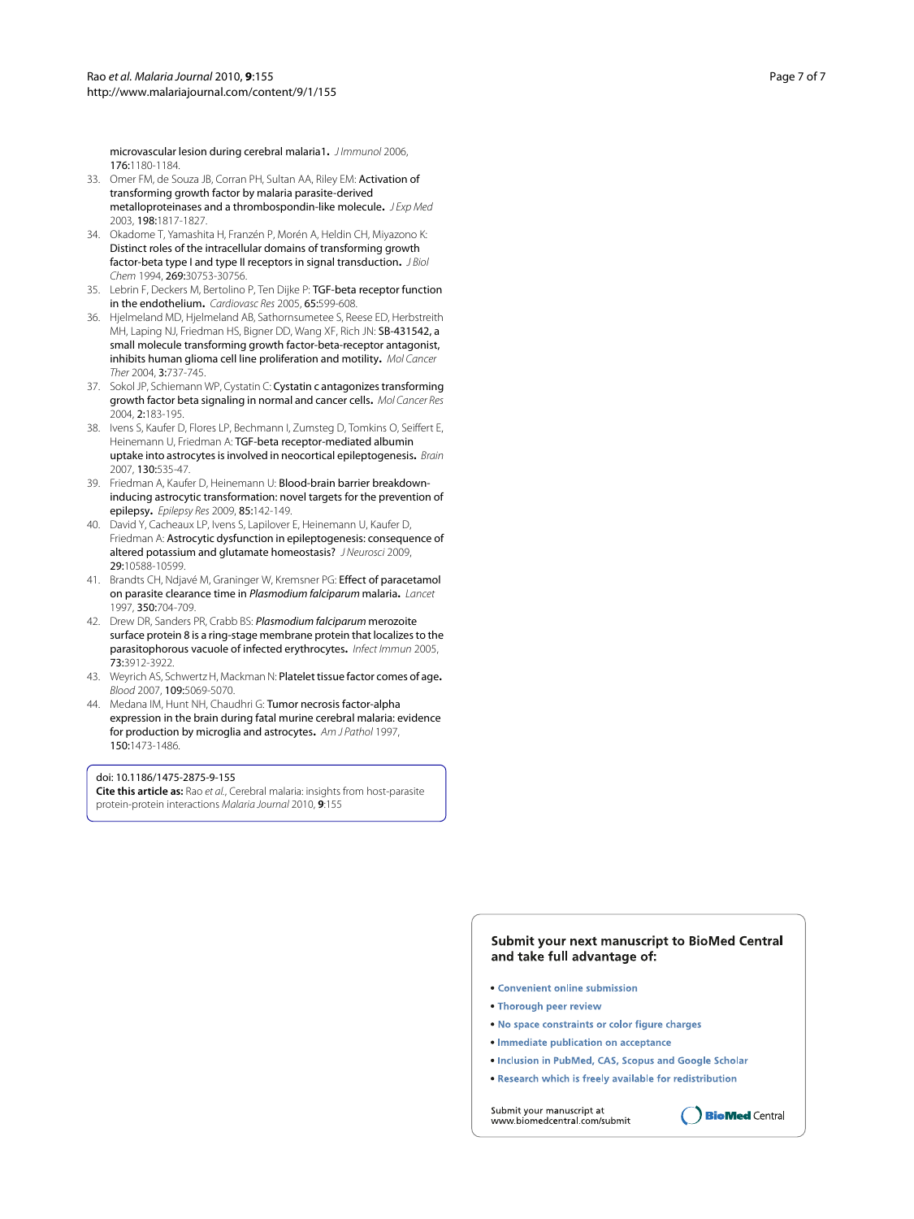microvascular lesion during cerebral malaria1. *J Immunol* 2006, **176**:1180-1184.

33. Omer FM, de Souza JB, Corran PH, Sultan AA, Riley EM: **Activation of transforming growth factor by malaria parasite-derived metalloproteinases and a thrombospondin-like molecule.** *J Exp Med* 2003, **198**:1817-1827.
34. Okadome T, Yamashita H, Franzén P, Morén A, Heldin CH, Miyazono K: **Distinct roles of the intracellular domains of transforming growth factor-beta type I and type II receptors in signal transduction.** *J Biol Chem* 1994, **269**:30753-30756.
35. Lebrin F, Deckers M, Bertolino P, Ten Dijke P: **TGF-beta receptor function in the endothelium.** *Cardiovasc Res* 2005, **65**:599-608.
36. Hjelmeland MD, Hjelmeland AB, Sathornsumetee S, Reese ED, Herbstreith MH, Laping NJ, Friedman HS, Bigner DD, Wang XF, Rich JN: **SB-431542, a small molecule transforming growth factor-beta-receptor antagonist, inhibits human glioma cell line proliferation and motility.** *Mol Cancer Ther* 2004, **3**:737-745.
37. Sokol JP, Schiemann WP, Cystatin C: **Cystatin c antagonizes transforming growth factor beta signaling in normal and cancer cells.** *Mol Cancer Res* 2004, **2**:183-195.
38. Ivens S, Kaufer D, Flores LP, Bechmann I, Zumsteg D, Tomkins O, Seiffert E, Heinemann U, Friedman A: **TGF-beta receptor-mediated albumin uptake into astrocytes is involved in neocortical epileptogenesis.** *Brain* 2007, **130**:535-47.
39. Friedman A, Kaufer D, Heinemann U: **Blood-brain barrier breakdown-inducing astrocytic transformation: novel targets for the prevention of epilepsy.** *Epilepsy Res* 2009, **85**:142-149.
40. David Y, Cacheaux LP, Ivens S, Lapilover E, Heinemann U, Kaufer D, Friedman A: **Astrocytic dysfunction in epileptogenesis: consequence of altered potassium and glutamate homeostasis?** *J Neurosci* 2009, **29**:10588-10599.
41. Brandts CH, Ndjavé M, Graninger W, Kremsner PG: **Effect of paracetamol on parasite clearance time in *Plasmodium falciparum* malaria.** *Lancet* 1997, **350**:704-709.
42. Drew DR, Sanders PR, Crabb BS: ***Plasmodium falciparum* merozoite surface protein 8 is a ring-stage membrane protein that localizes to the parasitophorous vacuole of infected erythrocytes.** *Infect Immun* 2005, **73**:3912-3922.
43. Weyrich AS, Schwertz H, Mackman N: **Platelet tissue factor comes of age.** *Blood* 2007, **109**:5069-5070.
44. Medana IM, Hunt NH, Chaudhri G: **Tumor necrosis factor-alpha expression in the brain during fatal murine cerebral malaria: evidence for production by microglia and astrocytes.** *Am J Pathol* 1997, **150**:1473-1486.

doi: 10.1186/1475-2875-9-155
**Cite this article as:** Rao *et al.*, Cerebral malaria: insights from host-parasite protein-protein interactions *Malaria Journal* 2010, **9**:155